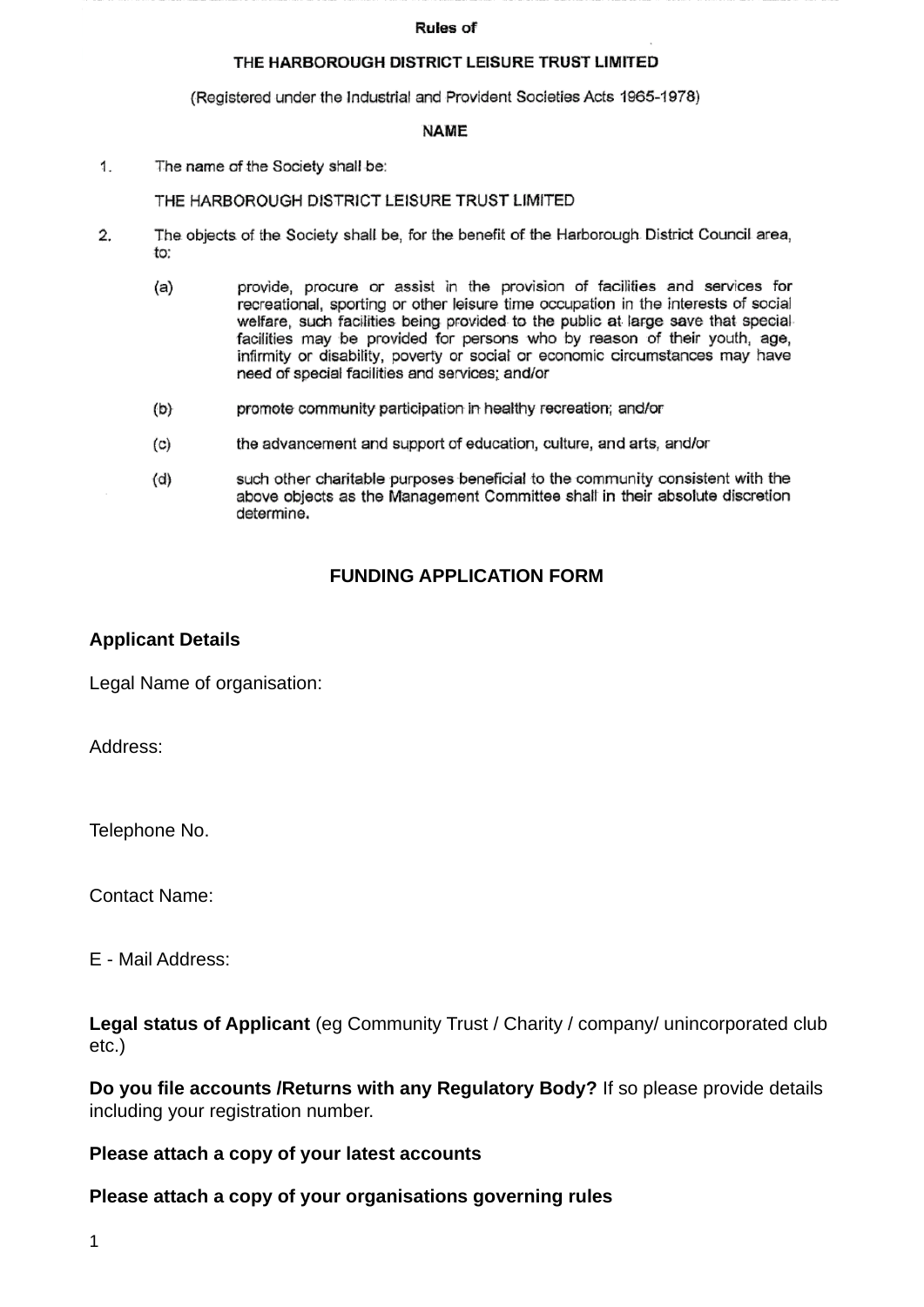**Rules of**

**THE HARBOROUGH DISTRICT LEISURE TRUST LIMITED**

(Registered under the Industrial and Provident Societies Acts 1965-1978)

**NAME**

1. The name of the Society shall be:

   THE HARBOROUGH DISTRICT LEISURE TRUST LIMITED

2. The objects of the Society shall be, for the benefit of the Harborough District Council area, to:

   (a) provide, procure or assist in the provision of facilities and services for recreational, sporting or other leisure time occupation in the interests of social welfare, such facilities being provided to the public at large save that special facilities may be provided for persons who by reason of their youth, age, infirmity or disability, poverty or social or economic circumstances may have need of special facilities and services; and/or

   (b) promote community participation in healthy recreation; and/or

   (c) the advancement and support of education, culture, and arts, and/or

   (d) such other charitable purposes beneficial to the community consistent with the above objects as the Management Committee shall in their absolute discretion determine.

# FUNDING APPLICATION FORM

**Applicant Details**

Legal Name of organisation:

Address:

Telephone No.

Contact Name:

E - Mail Address:

**Legal status of Applicant** (eg Community Trust / Charity / company/ unincorporated club etc.)

**Do you file accounts /Returns with any Regulatory Body?** If so please provide details including your registration number.

**Please attach a copy of your latest accounts**

**Please attach a copy of your organisations governing rules**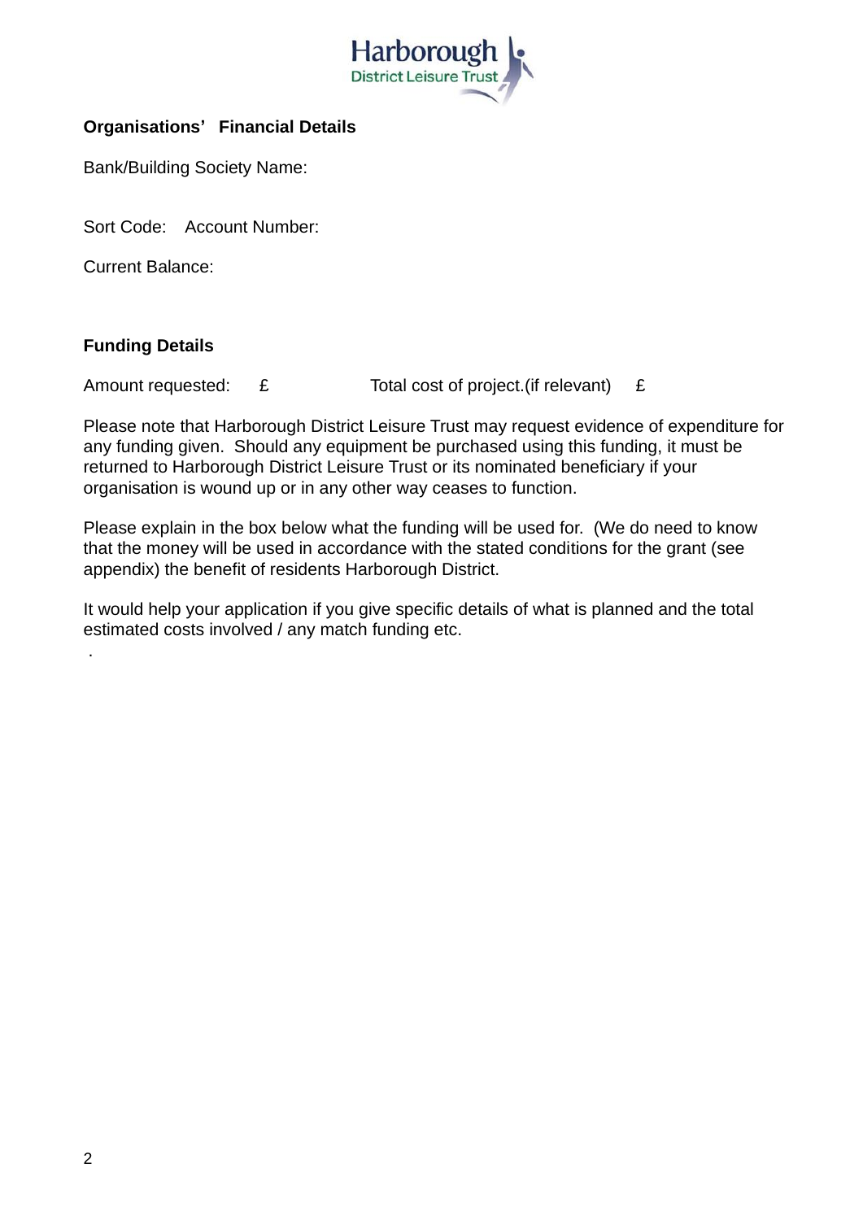Harborough District Leisure Trust

**Organisations' Financial Details**

Bank/Building Society Name:

Sort Code: Account Number:

Current Balance:

**Funding Details**

Amount requested: £ Total cost of project.(if relevant) £

Please note that Harborough District Leisure Trust may request evidence of expenditure for any funding given. Should any equipment be purchased using this funding, it must be returned to Harborough District Leisure Trust or its nominated beneficiary if your organisation is wound up or in any other way ceases to function.

Please explain in the box below what the funding will be used for. (We do need to know that the money will be used in accordance with the stated conditions for the grant (see appendix) the benefit of residents Harborough District.

It would help your application if you give specific details of what is planned and the total estimated costs involved / any match funding etc.

.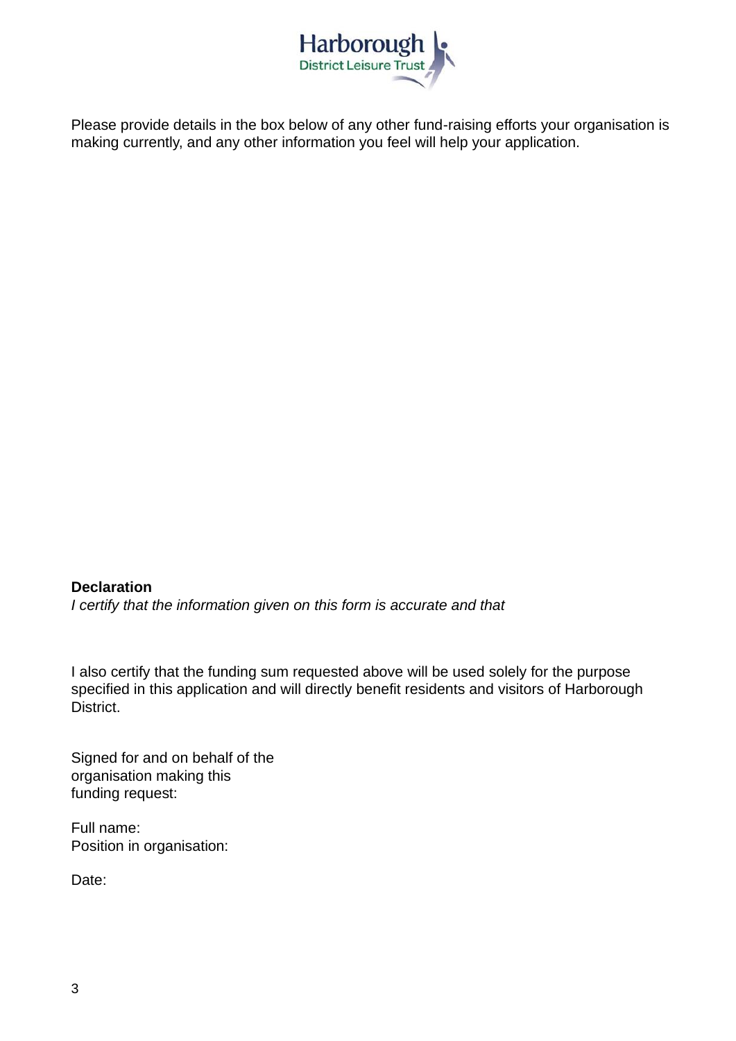Please provide details in the box below of any other fund-raising efforts your organisation is making currently, and any other information you feel will help your application.

**Declaration**

*I certify that the information given on this form is accurate and that*

I also certify that the funding sum requested above will be used solely for the purpose specified in this application and will directly benefit residents and visitors of Harborough District.

Signed for and on behalf of the organisation making this funding request:

Full name:

Position in organisation:

Date: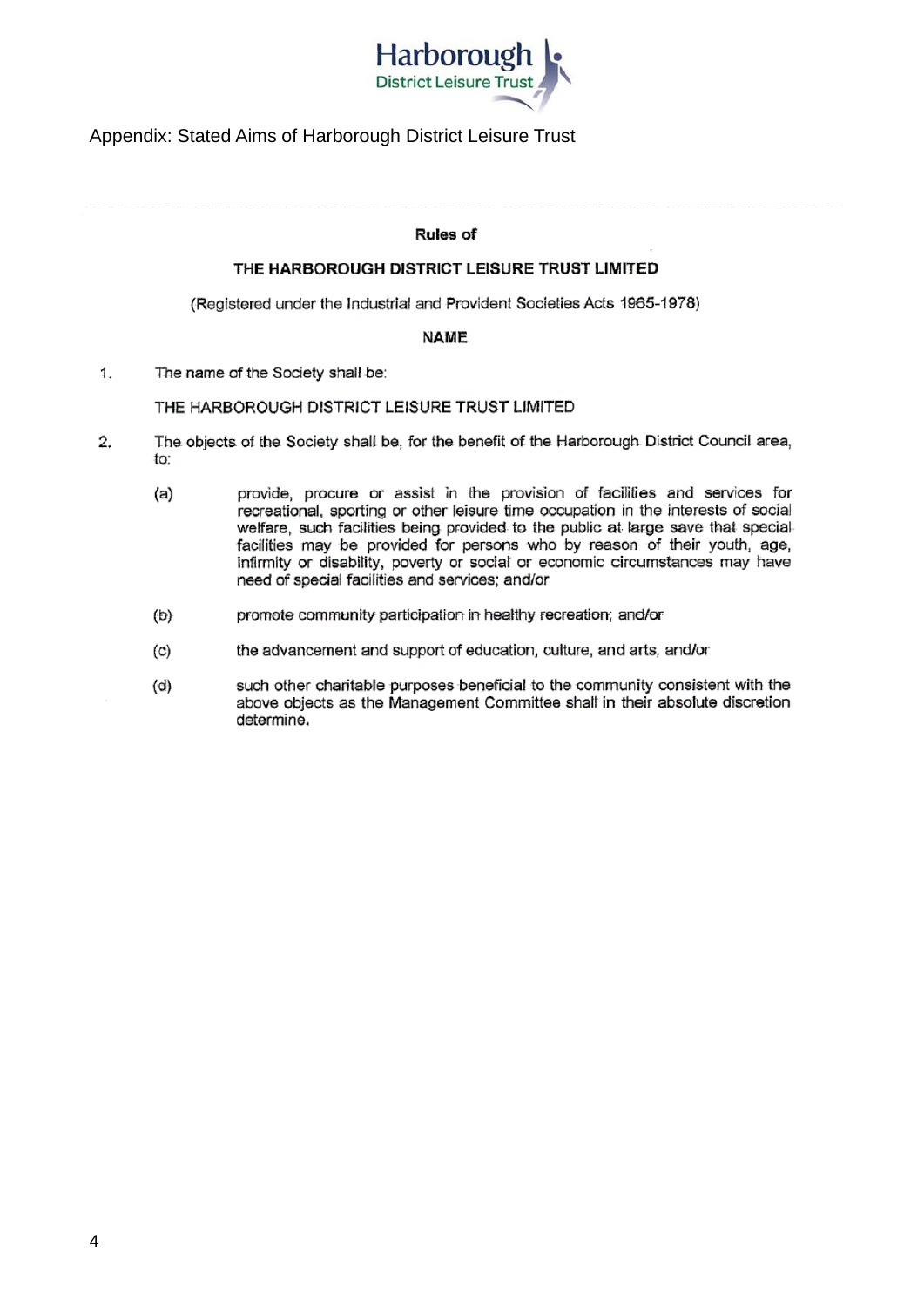Appendix: Stated Aims of Harborough District Leisure Trust

**Rules of**

**THE HARBOROUGH DISTRICT LEISURE TRUST LIMITED**

(Registered under the Industrial and Provident Societies Acts 1965-1978)

**NAME**

1. The name of the Society shall be:

   THE HARBOROUGH DISTRICT LEISURE TRUST LIMITED

2. The objects of the Society shall be, for the benefit of the Harborough District Council area, to:

   (a) provide, procure or assist in the provision of facilities and services for recreational, sporting or other leisure time occupation in the interests of social welfare, such facilities being provided to the public at large save that special facilities may be provided for persons who by reason of their youth, age, infirmity or disability, poverty or social or economic circumstances may have need of special facilities and services; and/or

   (b) promote community participation in healthy recreation; and/or

   (c) the advancement and support of education, culture, and arts, and/or

   (d) such other charitable purposes beneficial to the community consistent with the above objects as the Management Committee shall in their absolute discretion determine.